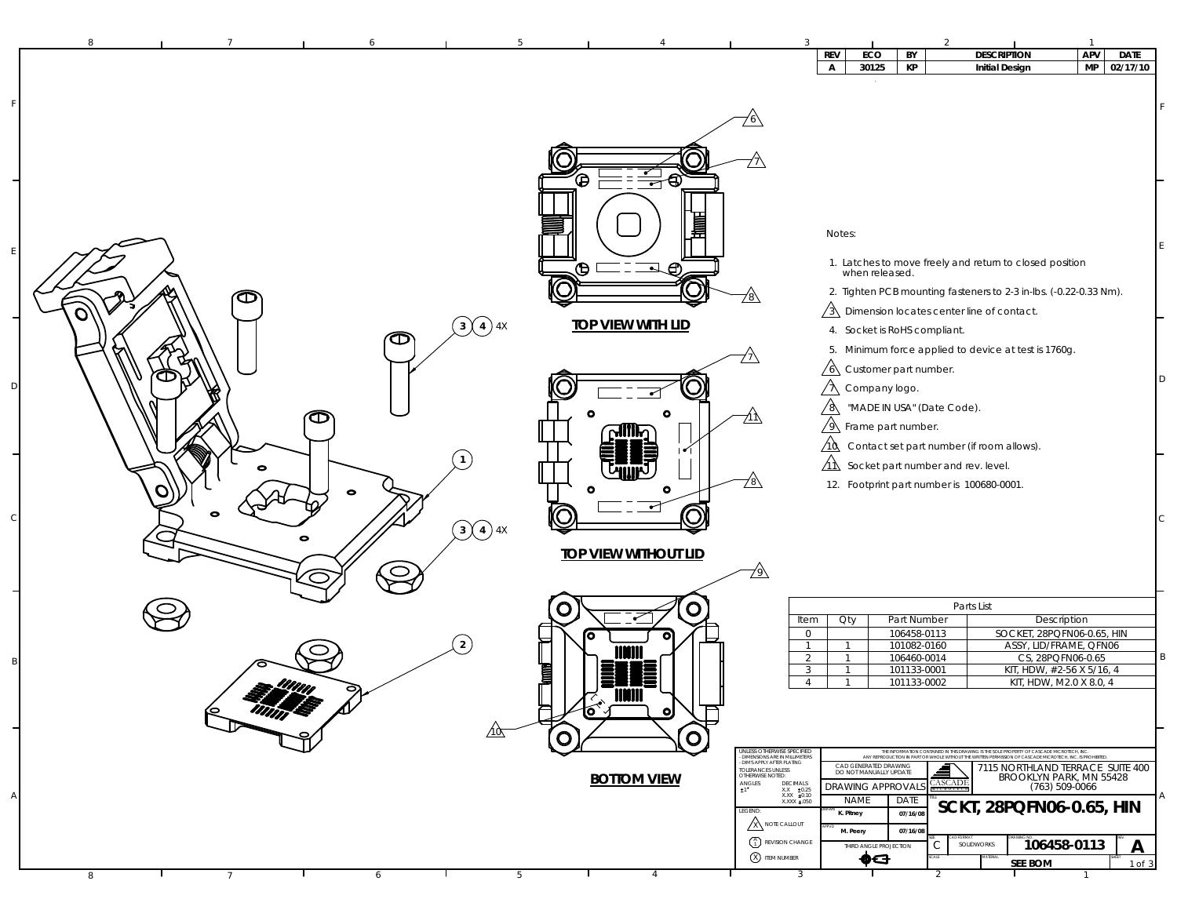| REV | ECO | BY | DESCRIPTION | APV | DATE |
|---|---|---|---|---|---|
| A | 30125 | KP | Initial Design | MP | 02/17/10 |

**TOP VIEW WITH LID**

**TOP VIEW WITHOUT LID**

**BOTTOM VIEW**

Notes:

1. Latches to move freely and return to closed position when released.
2. Tighten PCB mounting fasteners to 2-3 in-lbs. (-0.22-0.33 Nm).
3. Dimension locates center line of contact.
4. Socket is RoHS compliant.
5. Minimum force applied to device at test is 1760g.
6. Customer part number.
7. Company logo.
8. "MADE IN USA" (Date Code).
9. Frame part number.
10. Contact set part number (if room allows).
11. Socket part number and rev. level.
12. Footprint part number is 100680-0001.

| Parts List | | | |
|---|---|---|---|
| Item | Qty | Part Number | Description |
| 0 | | 106458-0113 | SOCKET, 28PQFN06-0.65, HIN |
| 1 | 1 | 101082-0160 | ASSY, LID/FRAME, QFN06 |
| 2 | 1 | 106460-0014 | CS, 28PQFN06-0.65 |
| 3 | 1 | 101133-0001 | KIT, HDW, #2-56 X 5/16, 4 |
| 4 | 1 | 101133-0002 | KIT, HDW, M2.0 X 8.0, 4 |

UNLESS OTHERWISE SPECIFIED
- DIMENSIONS ARE IN MILLIMETERS
- DIM'S APPLY AFTER PLATING

TOLERANCES UNLESS OTHERWISE NOTED:

ANGLES ±1° | DECIMALS X.X ±0.25, X.XX ±0.10, X.XXX ±.050

LEGEND: NOTE CALLOUT; REVISION CHANGE; ITEM NUMBER

THE INFORMATION CONTAINED IN THIS DRAWING IS THE SOLE PROPERTY OF CASCADE MICROTECH, INC. ANY REPRODUCTION IN PART OR WHOLE WITHOUT THE WRITTEN PERMISSION OF CASCADE MICROTECH, INC. IS PROHIBITED.

CAD GENERATED DRAWING DO NOT MANUALLY UPDATE

DRAWING APPROVALS

| | NAME | DATE |
|---|---|---|
| DRAWN | K. Pitney | 07/16/08 |
| APP'D | M. Peery | 07/16/08 |

THIRD ANGLE PROJECTION

CASCADE MICROTECH

7115 NORTHLAND TERRACE SUITE 400
BROOKLYN PARK, MN 55428
(763) 509-0066

TITLE: **SCKT, 28PQFN06-0.65, HIN**

SIZE: C | CAD FORMAT: SOLIDWORKS | DRAWING NO: **106458-0113** | REV: **A**

MATERIAL: SEE BOM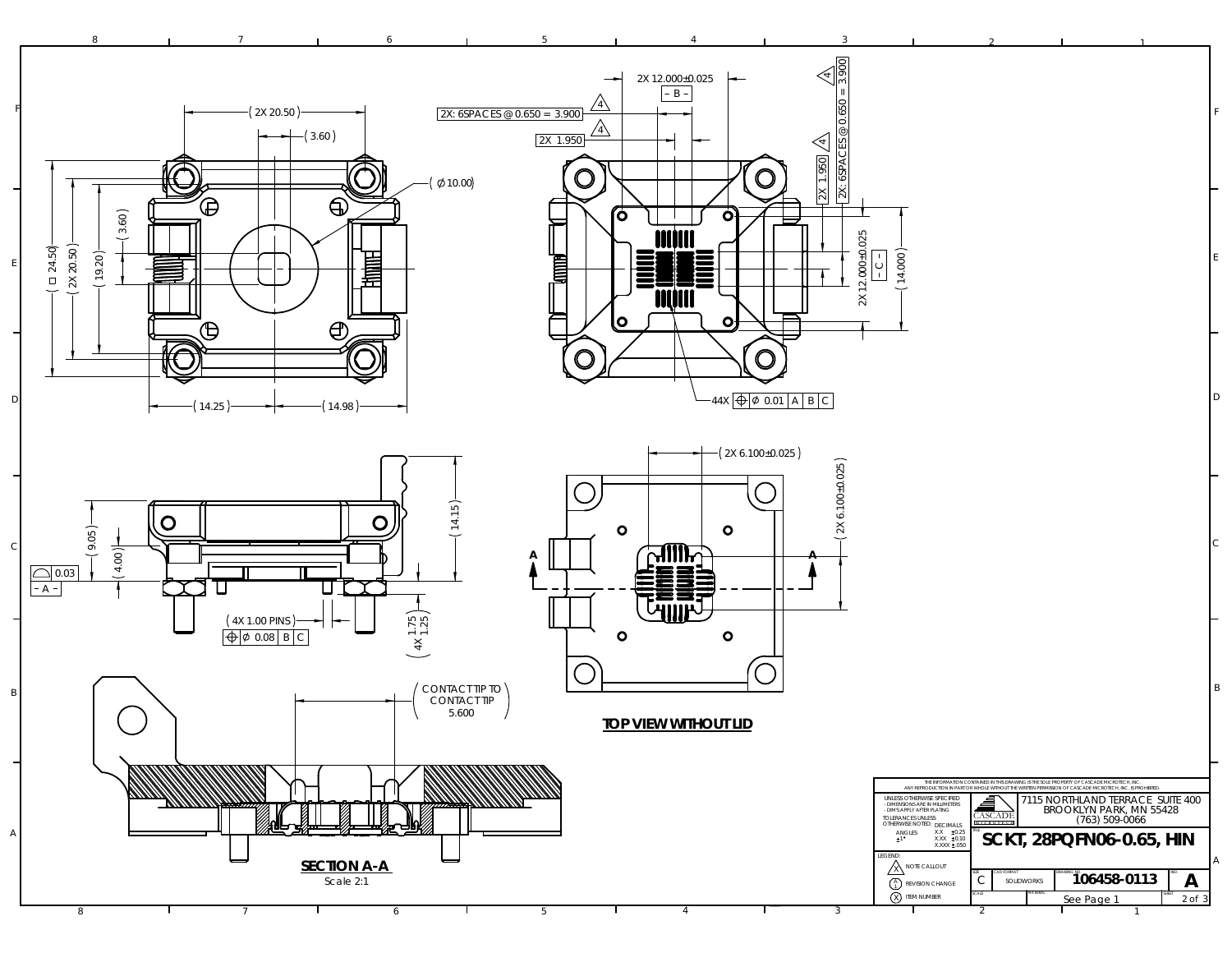( 2X 20.50 )

( 3.60 )

( ∅10.00 )

( □ 24.50 )

( 2X 20.50 )

( 19.20 )

( 3.60 )

( 14.25 )

( 14.98 )

2X 12.000±0.025

– B –

2X: 6SPACES @ 0.650 = 3.900 [4]

2X 1.950 [4]

[4] 2X: 6SPACES @ 0.650 = 3.900

[4] 2X 1.950

2X 12.000±0.025

– C –

( 14.000 )

44X ⌖ ∅ 0.01 | A | B | C

( 9.05 )

( 4.00 )

⌓ 0.03

– A –

( 14.15 )

( 4X 1.00 PINS )

⌖ ∅ 0.08 | B | C

( 4X 1.75 / 1.25 )

( 2X 6.100±0.025 )

( 2X 6.100±0.025 )

A A

**TOP VIEW WITHOUT LID**

( CONTACT TIP TO CONTACT TIP 5.600 )

**SECTION A-A**

Scale 2:1

THE INFORMATION CONTAINED IN THIS DRAWING IS THE SOLE PROPERTY OF CASCADE MICROTECH, INC. ANY REPRODUCTION IN PART OR WHOLE WITHOUT THE WRITTEN PERMISSION OF CASCADE MICROTECH, INC. IS PROHIBITED.

UNLESS OTHERWISE SPECIFIED
- DIMENSIONS ARE IN MILLIMETERS
- DIM'S APPLY AFTER PLATING

TOLERANCES UNLESS OTHERWISE NOTED:

| ANGLES | DECIMALS | |
|---|---|---|
| ±1° | X.X | ±0.25 |
| | X.XX | ±0.10 |
| | X.XXX | ±.050 |

LEGEND:
- (X) NOTE CALLOUT
- (A/1) REVISION CHANGE
- (X) ITEM NUMBER

CASCADE MICROTECH

7115 NORTHLAND TERRACE SUITE 400
BROOKLYN PARK, MN 55428
(763) 509-0066

TITLE: **SCKT, 28PQFN06-0.65, HIN**

| SIZE | CAD FORMAT | DRAWING NO. | REV. |
|---|---|---|---|
| C | SOLIDWORKS | 106458-0113 | A |

SCALE | MATERIAL: See Page 1 | SHEET 2 of 3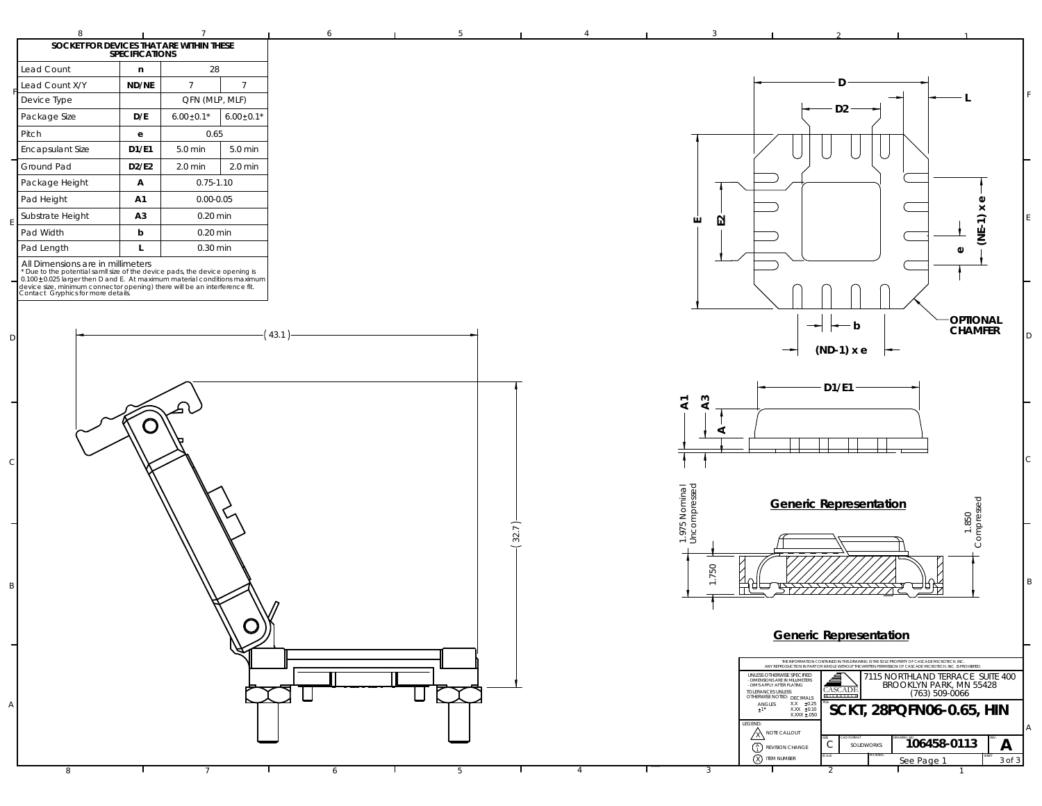| SOCKET FOR DEVICES THAT ARE WITHIN THESE SPECIFICATIONS | | | |
|---|---|---|---|
| Lead Count | n | 28 | |
| Lead Count X/Y | ND/NE | 7 | 7 |
| Device Type | | QFN (MLP, MLF) | |
| Package Size | D/E | 6.00±0.1* | 6.00±0.1* |
| Pitch | e | 0.65 | |
| Encapsulant Size | D1/E1 | 5.0 min | 5.0 min |
| Ground Pad | D2/E2 | 2.0 min | 2.0 min |
| Package Height | A | 0.75-1.10 | |
| Pad Height | A1 | 0.00-0.05 | |
| Substrate Height | A3 | 0.20 min | |
| Pad Width | b | 0.20 min | |
| Pad Length | L | 0.30 min | |

All Dimensions are in millimeters

* Due to the potential samll size of the device pads, the device opening is 0.100±0.025 larger then D and E. At maximum material conditions maximum device size, minimum connector opening) there will be an interference fit. Contact Gryphics for more details.

(43.1)

(32.7)

D
D2
L
E
E2
(NE-1) x e
e
b
(ND-1) x e
OPTIONAL CHAMFER

D1/E1
A1
A3
A

Generic Representation

1.975 Nominal Uncompressed
1.750
1.850 Compressed

Generic Representation

THE INFORMATION CONTAINED IN THIS DRAWING IS THE SOLE PROPERTY OF CASCADE MICROTECH, INC. ANY REPRODUCTION IN PART OR WHOLE WITHOUT THE WRITTEN PERMISSION OF CASCADE MICROTECH, INC. IS PROHIBITED.

UNLESS OTHERWISE SPECIFIED
- DIMENSIONS ARE IN MILLIMETERS
- DIM'S APPLY AFTER PLATING

TOLERANCES UNLESS OTHERWISE NOTED: DECIMALS
ANGLES ±1° X.X ±0.25 X.XX ±0.10 X.XXX ±.050

CASCADE MICROTECH
7115 NORTHLAND TERRACE SUITE 400
BROOKLYN PARK, MN 55428
(763) 509-0066

TITLE: SCKT, 28PQFN06-0.65, HIN

LEGEND:
X NOTE CALLOUT
A/1 REVISION CHANGE
X ITEM NUMBER

SIZE: C | CAD FORMAT: SOLIDWORKS | DRAWING NO: 106458-0113 | REV: A

SCALE | MATERIAL: See Page 1 | SHEET 3 of 3